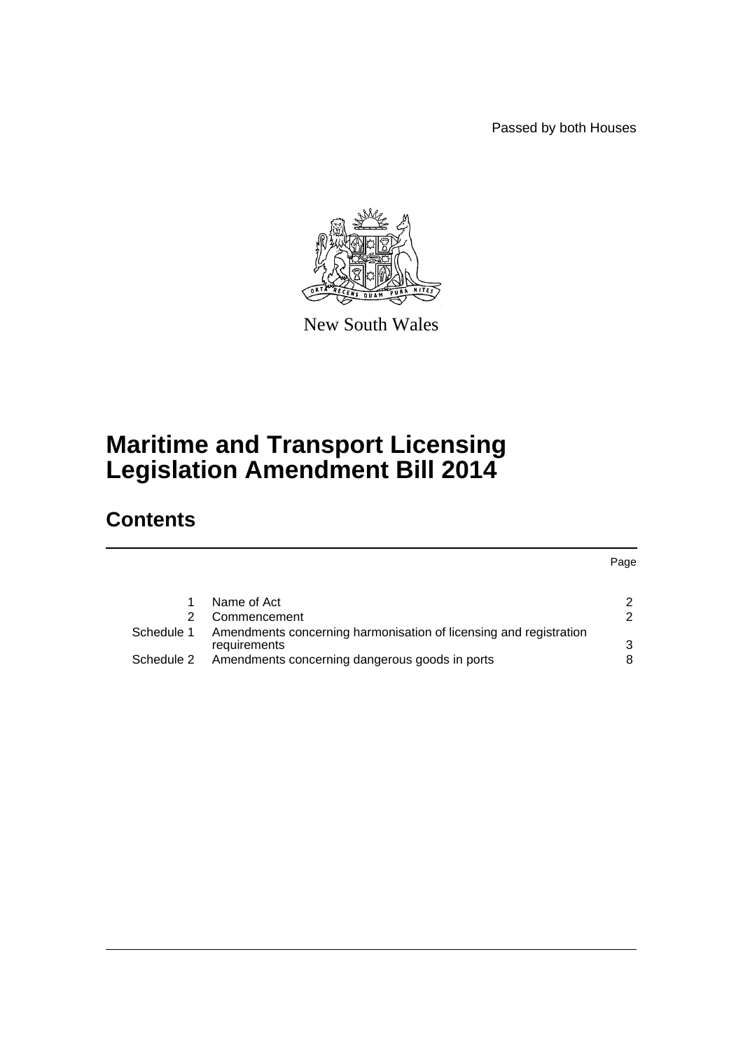Passed by both Houses

New South Wales

# Maritime and Transport Licensing Legislation Amendment Bill 2014

## Contents

| | | Page |
|---|---|---|
| 1 | Name of Act | 2 |
| 2 | Commencement | 2 |
| Schedule 1 | Amendments concerning harmonisation of licensing and registration requirements | 3 |
| Schedule 2 | Amendments concerning dangerous goods in ports | 8 |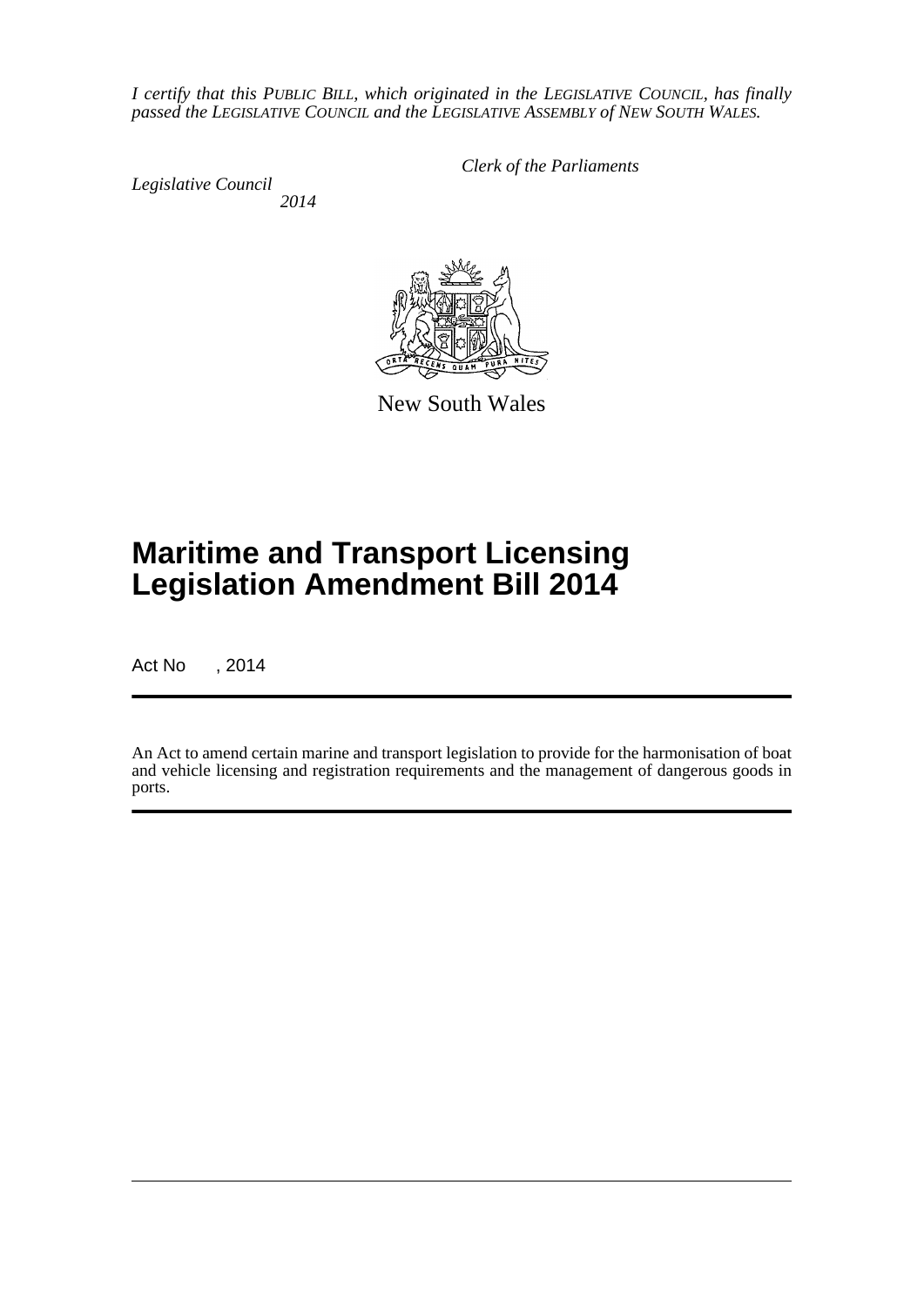*I certify that this PUBLIC BILL, which originated in the LEGISLATIVE COUNCIL, has finally passed the LEGISLATIVE COUNCIL and the LEGISLATIVE ASSEMBLY of NEW SOUTH WALES.*

*Clerk of the Parliaments*

*Legislative Council*
*2014*

New South Wales

# Maritime and Transport Licensing Legislation Amendment Bill 2014

Act No , 2014

An Act to amend certain marine and transport legislation to provide for the harmonisation of boat and vehicle licensing and registration requirements and the management of dangerous goods in ports.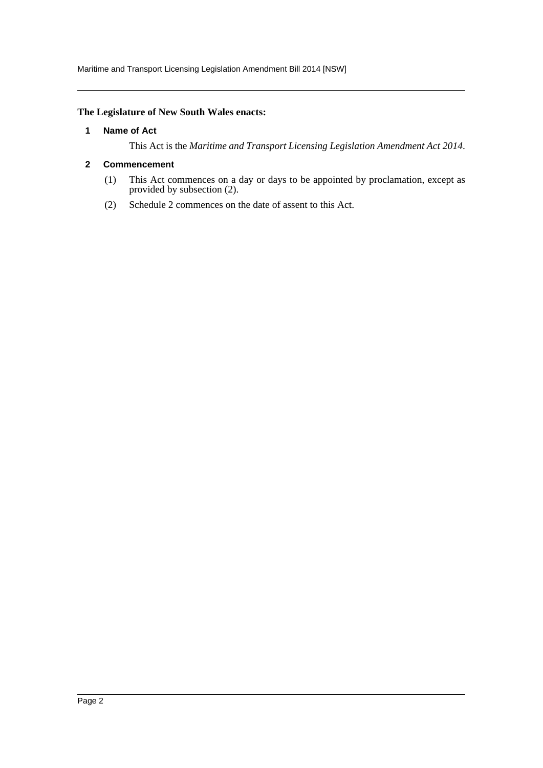**The Legislature of New South Wales enacts:**

## 1 Name of Act

This Act is the *Maritime and Transport Licensing Legislation Amendment Act 2014*.

## 2 Commencement

(1) This Act commences on a day or days to be appointed by proclamation, except as provided by subsection (2).

(2) Schedule 2 commences on the date of assent to this Act.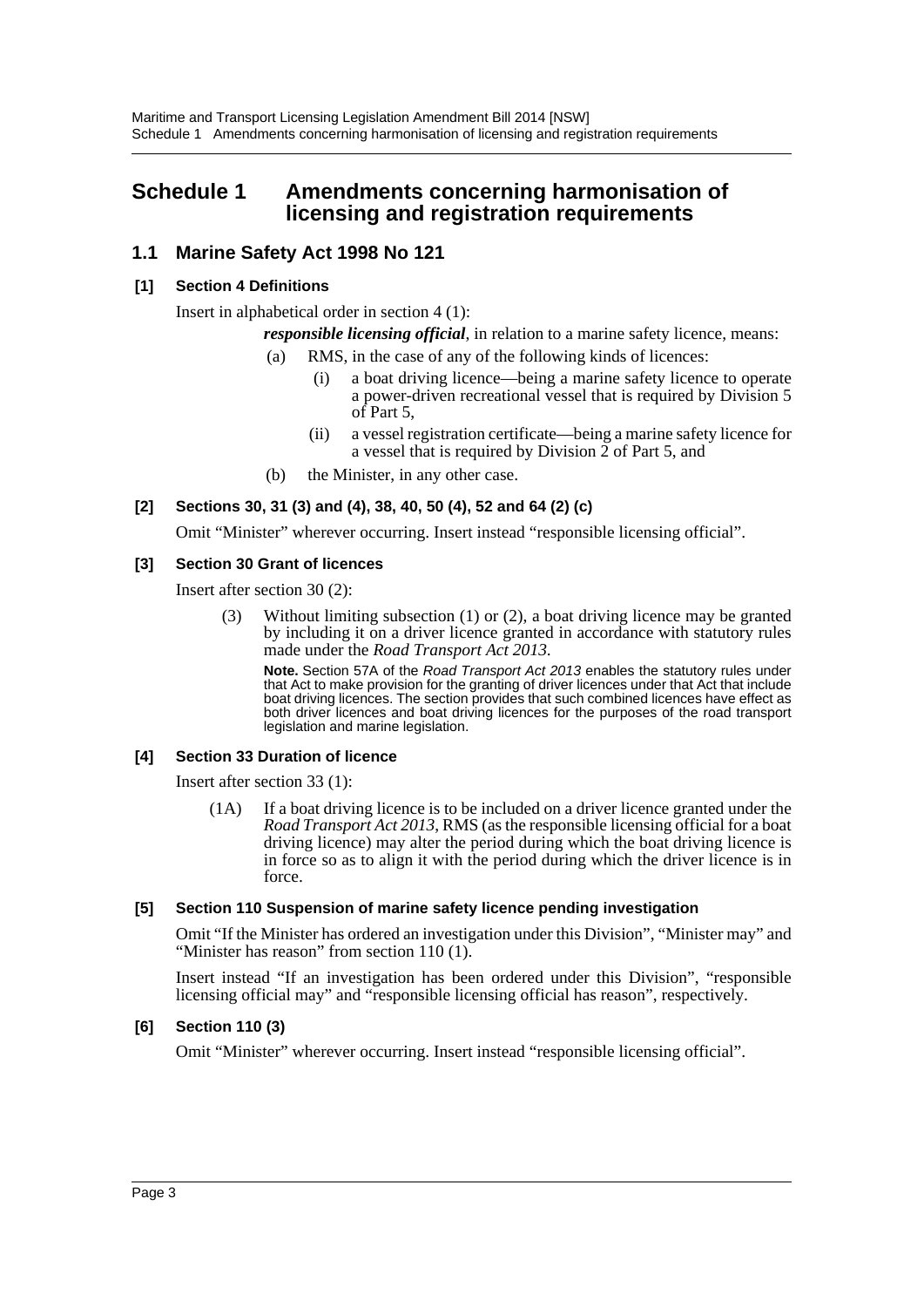# Schedule 1 Amendments concerning harmonisation of licensing and registration requirements

## 1.1 Marine Safety Act 1998 No 121

### [1] Section 4 Definitions

Insert in alphabetical order in section 4 (1):

***responsible licensing official***, in relation to a marine safety licence, means:

(a) RMS, in the case of any of the following kinds of licences:

(i) a boat driving licence—being a marine safety licence to operate a power-driven recreational vessel that is required by Division 5 of Part 5,

(ii) a vessel registration certificate—being a marine safety licence for a vessel that is required by Division 2 of Part 5, and

(b) the Minister, in any other case.

### [2] Sections 30, 31 (3) and (4), 38, 40, 50 (4), 52 and 64 (2) (c)

Omit "Minister" wherever occurring. Insert instead "responsible licensing official".

### [3] Section 30 Grant of licences

Insert after section 30 (2):

(3) Without limiting subsection (1) or (2), a boat driving licence may be granted by including it on a driver licence granted in accordance with statutory rules made under the *Road Transport Act 2013*.

**Note.** Section 57A of the *Road Transport Act 2013* enables the statutory rules under that Act to make provision for the granting of driver licences under that Act that include boat driving licences. The section provides that such combined licences have effect as both driver licences and boat driving licences for the purposes of the road transport legislation and marine legislation.

### [4] Section 33 Duration of licence

Insert after section 33 (1):

(1A) If a boat driving licence is to be included on a driver licence granted under the *Road Transport Act 2013*, RMS (as the responsible licensing official for a boat driving licence) may alter the period during which the boat driving licence is in force so as to align it with the period during which the driver licence is in force.

### [5] Section 110 Suspension of marine safety licence pending investigation

Omit "If the Minister has ordered an investigation under this Division", "Minister may" and "Minister has reason" from section 110 (1).

Insert instead "If an investigation has been ordered under this Division", "responsible licensing official may" and "responsible licensing official has reason", respectively.

### [6] Section 110 (3)

Omit "Minister" wherever occurring. Insert instead "responsible licensing official".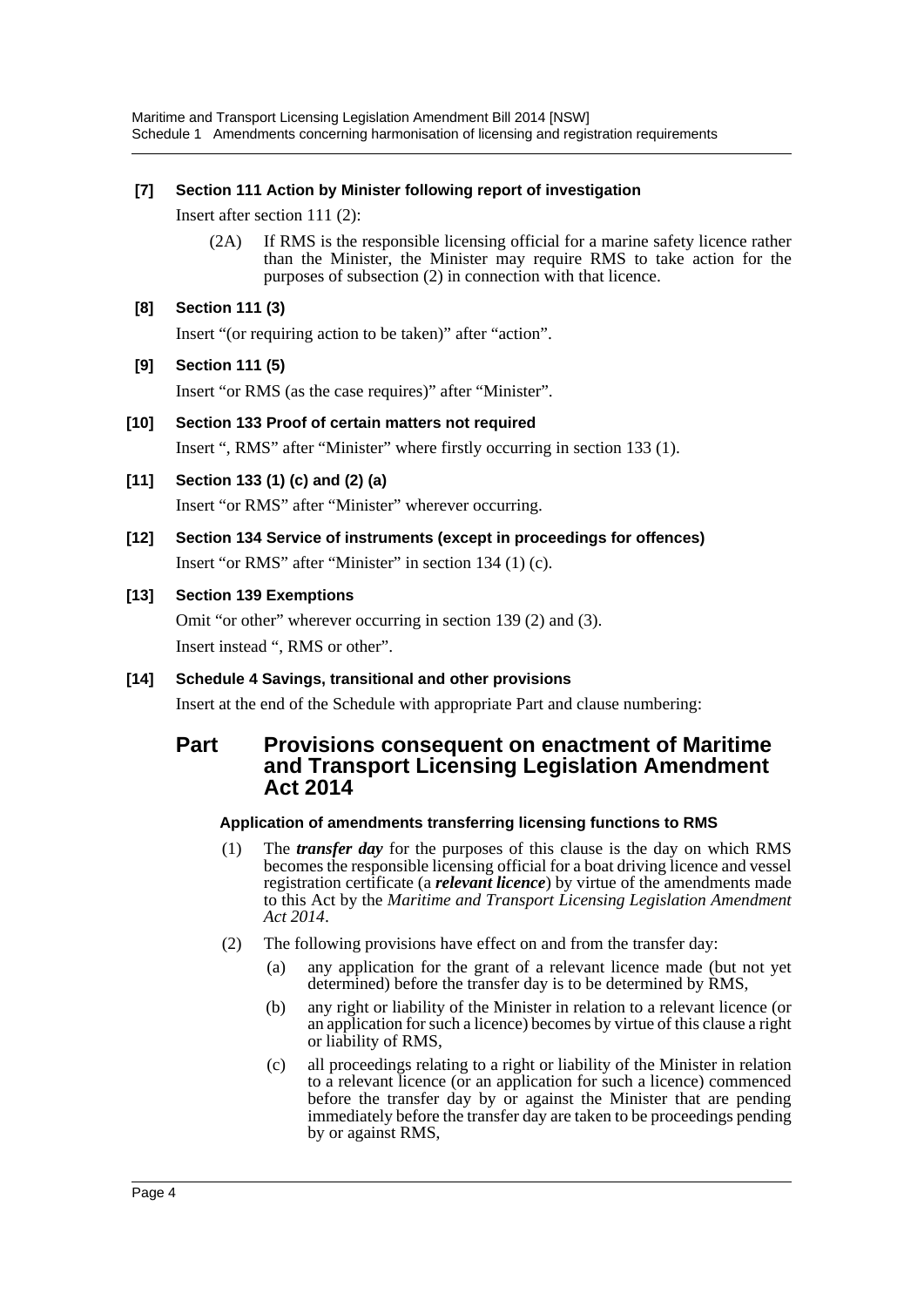**[7] Section 111 Action by Minister following report of investigation**

Insert after section 111 (2):

(2A) If RMS is the responsible licensing official for a marine safety licence rather than the Minister, the Minister may require RMS to take action for the purposes of subsection (2) in connection with that licence.

**[8] Section 111 (3)**

Insert "(or requiring action to be taken)" after "action".

**[9] Section 111 (5)**

Insert "or RMS (as the case requires)" after "Minister".

**[10] Section 133 Proof of certain matters not required**

Insert ", RMS" after "Minister" where firstly occurring in section 133 (1).

**[11] Section 133 (1) (c) and (2) (a)**

Insert "or RMS" after "Minister" wherever occurring.

**[12] Section 134 Service of instruments (except in proceedings for offences)**

Insert "or RMS" after "Minister" in section 134 (1) (c).

**[13] Section 139 Exemptions**

Omit "or other" wherever occurring in section 139 (2) and (3).

Insert instead ", RMS or other".

**[14] Schedule 4 Savings, transitional and other provisions**

Insert at the end of the Schedule with appropriate Part and clause numbering:

## Part Provisions consequent on enactment of Maritime and Transport Licensing Legislation Amendment Act 2014

**Application of amendments transferring licensing functions to RMS**

(1) The ***transfer day*** for the purposes of this clause is the day on which RMS becomes the responsible licensing official for a boat driving licence and vessel registration certificate (a ***relevant licence***) by virtue of the amendments made to this Act by the *Maritime and Transport Licensing Legislation Amendment Act 2014*.

(2) The following provisions have effect on and from the transfer day:

(a) any application for the grant of a relevant licence made (but not yet determined) before the transfer day is to be determined by RMS,

(b) any right or liability of the Minister in relation to a relevant licence (or an application for such a licence) becomes by virtue of this clause a right or liability of RMS,

(c) all proceedings relating to a right or liability of the Minister in relation to a relevant licence (or an application for such a licence) commenced before the transfer day by or against the Minister that are pending immediately before the transfer day are taken to be proceedings pending by or against RMS,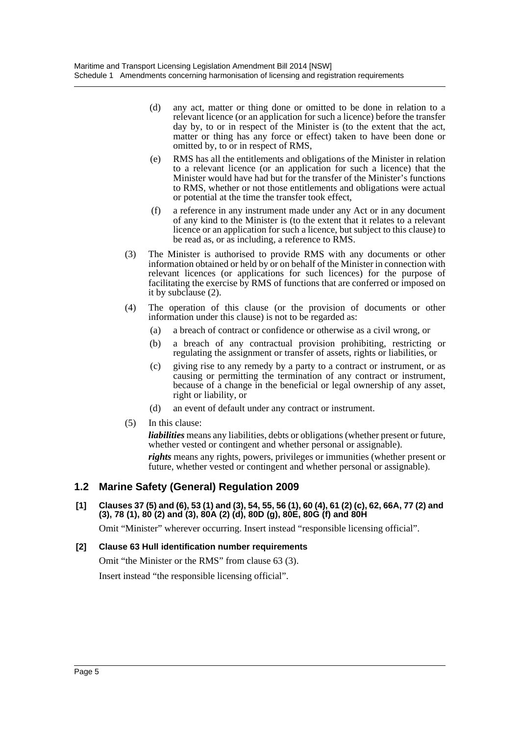(d) any act, matter or thing done or omitted to be done in relation to a relevant licence (or an application for such a licence) before the transfer day by, to or in respect of the Minister is (to the extent that the act, matter or thing has any force or effect) taken to have been done or omitted by, to or in respect of RMS,

(e) RMS has all the entitlements and obligations of the Minister in relation to a relevant licence (or an application for such a licence) that the Minister would have had but for the transfer of the Minister's functions to RMS, whether or not those entitlements and obligations were actual or potential at the time the transfer took effect,

(f) a reference in any instrument made under any Act or in any document of any kind to the Minister is (to the extent that it relates to a relevant licence or an application for such a licence, but subject to this clause) to be read as, or as including, a reference to RMS.

(3) The Minister is authorised to provide RMS with any documents or other information obtained or held by or on behalf of the Minister in connection with relevant licences (or applications for such licences) for the purpose of facilitating the exercise by RMS of functions that are conferred or imposed on it by subclause (2).

(4) The operation of this clause (or the provision of documents or other information under this clause) is not to be regarded as:

(a) a breach of contract or confidence or otherwise as a civil wrong, or

(b) a breach of any contractual provision prohibiting, restricting or regulating the assignment or transfer of assets, rights or liabilities, or

(c) giving rise to any remedy by a party to a contract or instrument, or as causing or permitting the termination of any contract or instrument, because of a change in the beneficial or legal ownership of any asset, right or liability, or

(d) an event of default under any contract or instrument.

(5) In this clause:

***liabilities*** means any liabilities, debts or obligations (whether present or future, whether vested or contingent and whether personal or assignable).

***rights*** means any rights, powers, privileges or immunities (whether present or future, whether vested or contingent and whether personal or assignable).

## 1.2 Marine Safety (General) Regulation 2009

**[1] Clauses 37 (5) and (6), 53 (1) and (3), 54, 55, 56 (1), 60 (4), 61 (2) (c), 62, 66A, 77 (2) and (3), 78 (1), 80 (2) and (3), 80A (2) (d), 80D (g), 80E, 80G (f) and 80H**

Omit "Minister" wherever occurring. Insert instead "responsible licensing official".

**[2] Clause 63 Hull identification number requirements**

Omit "the Minister or the RMS" from clause 63 (3).

Insert instead "the responsible licensing official".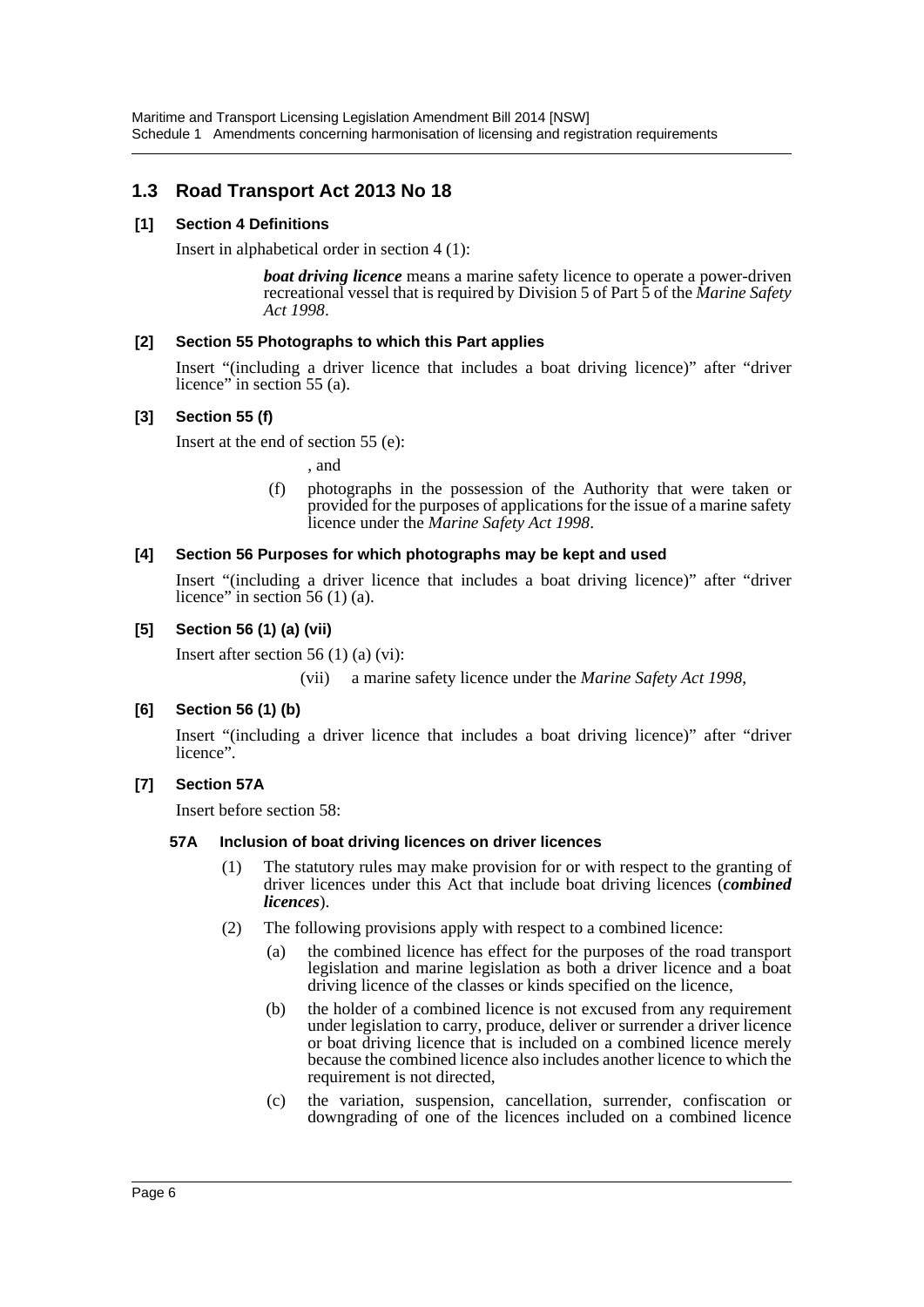## 1.3 Road Transport Act 2013 No 18

**[1] Section 4 Definitions**

Insert in alphabetical order in section 4 (1):

> ***boat driving licence*** means a marine safety licence to operate a power-driven recreational vessel that is required by Division 5 of Part 5 of the *Marine Safety Act 1998*.

**[2] Section 55 Photographs to which this Part applies**

Insert "(including a driver licence that includes a boat driving licence)" after "driver licence" in section 55 (a).

**[3] Section 55 (f)**

Insert at the end of section 55 (e):

> , and
>
> (f) photographs in the possession of the Authority that were taken or provided for the purposes of applications for the issue of a marine safety licence under the *Marine Safety Act 1998*.

**[4] Section 56 Purposes for which photographs may be kept and used**

Insert "(including a driver licence that includes a boat driving licence)" after "driver licence" in section 56 (1) (a).

**[5] Section 56 (1) (a) (vii)**

Insert after section 56 (1) (a) (vi):

> (vii) a marine safety licence under the *Marine Safety Act 1998*,

**[6] Section 56 (1) (b)**

Insert "(including a driver licence that includes a boat driving licence)" after "driver licence".

**[7] Section 57A**

Insert before section 58:

### 57A Inclusion of boat driving licences on driver licences

(1) The statutory rules may make provision for or with respect to the granting of driver licences under this Act that include boat driving licences (***combined licences***).

(2) The following provisions apply with respect to a combined licence:

(a) the combined licence has effect for the purposes of the road transport legislation and marine legislation as both a driver licence and a boat driving licence of the classes or kinds specified on the licence,

(b) the holder of a combined licence is not excused from any requirement under legislation to carry, produce, deliver or surrender a driver licence or boat driving licence that is included on a combined licence merely because the combined licence also includes another licence to which the requirement is not directed,

(c) the variation, suspension, cancellation, surrender, confiscation or downgrading of one of the licences included on a combined licence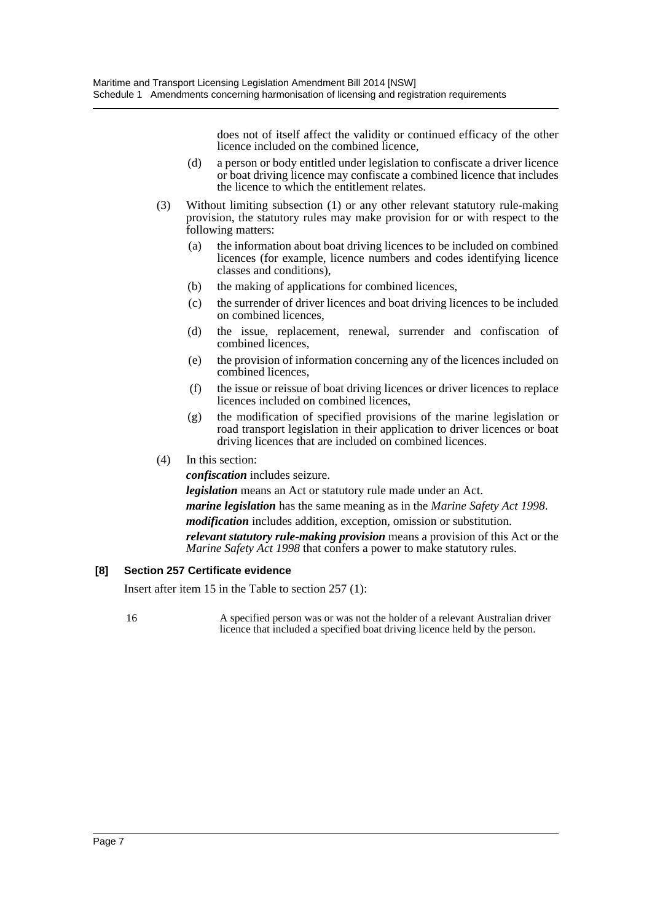does not of itself affect the validity or continued efficacy of the other licence included on the combined licence,

(d) a person or body entitled under legislation to confiscate a driver licence or boat driving licence may confiscate a combined licence that includes the licence to which the entitlement relates.

(3) Without limiting subsection (1) or any other relevant statutory rule-making provision, the statutory rules may make provision for or with respect to the following matters:

(a) the information about boat driving licences to be included on combined licences (for example, licence numbers and codes identifying licence classes and conditions),

(b) the making of applications for combined licences,

(c) the surrender of driver licences and boat driving licences to be included on combined licences,

(d) the issue, replacement, renewal, surrender and confiscation of combined licences,

(e) the provision of information concerning any of the licences included on combined licences,

(f) the issue or reissue of boat driving licences or driver licences to replace licences included on combined licences,

(g) the modification of specified provisions of the marine legislation or road transport legislation in their application to driver licences or boat driving licences that are included on combined licences.

(4) In this section:

***confiscation*** includes seizure.

***legislation*** means an Act or statutory rule made under an Act.

***marine legislation*** has the same meaning as in the *Marine Safety Act 1998*.

***modification*** includes addition, exception, omission or substitution.

***relevant statutory rule-making provision*** means a provision of this Act or the *Marine Safety Act 1998* that confers a power to make statutory rules.

**[8] Section 257 Certificate evidence**

Insert after item 15 in the Table to section 257 (1):

16 A specified person was or was not the holder of a relevant Australian driver licence that included a specified boat driving licence held by the person.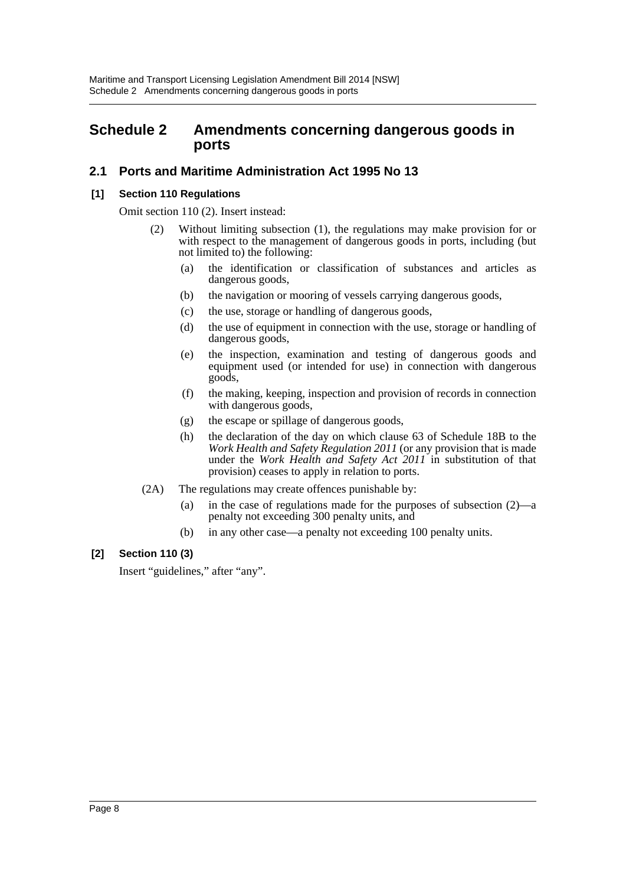# Schedule 2 Amendments concerning dangerous goods in ports

## 2.1 Ports and Maritime Administration Act 1995 No 13

### [1] Section 110 Regulations

Omit section 110 (2). Insert instead:

(2) Without limiting subsection (1), the regulations may make provision for or with respect to the management of dangerous goods in ports, including (but not limited to) the following:

(a) the identification or classification of substances and articles as dangerous goods,

(b) the navigation or mooring of vessels carrying dangerous goods,

(c) the use, storage or handling of dangerous goods,

(d) the use of equipment in connection with the use, storage or handling of dangerous goods,

(e) the inspection, examination and testing of dangerous goods and equipment used (or intended for use) in connection with dangerous goods,

(f) the making, keeping, inspection and provision of records in connection with dangerous goods,

(g) the escape or spillage of dangerous goods,

(h) the declaration of the day on which clause 63 of Schedule 18B to the *Work Health and Safety Regulation 2011* (or any provision that is made under the *Work Health and Safety Act 2011* in substitution of that provision) ceases to apply in relation to ports.

(2A) The regulations may create offences punishable by:

(a) in the case of regulations made for the purposes of subsection (2)—a penalty not exceeding 300 penalty units, and

(b) in any other case—a penalty not exceeding 100 penalty units.

### [2] Section 110 (3)

Insert "guidelines," after "any".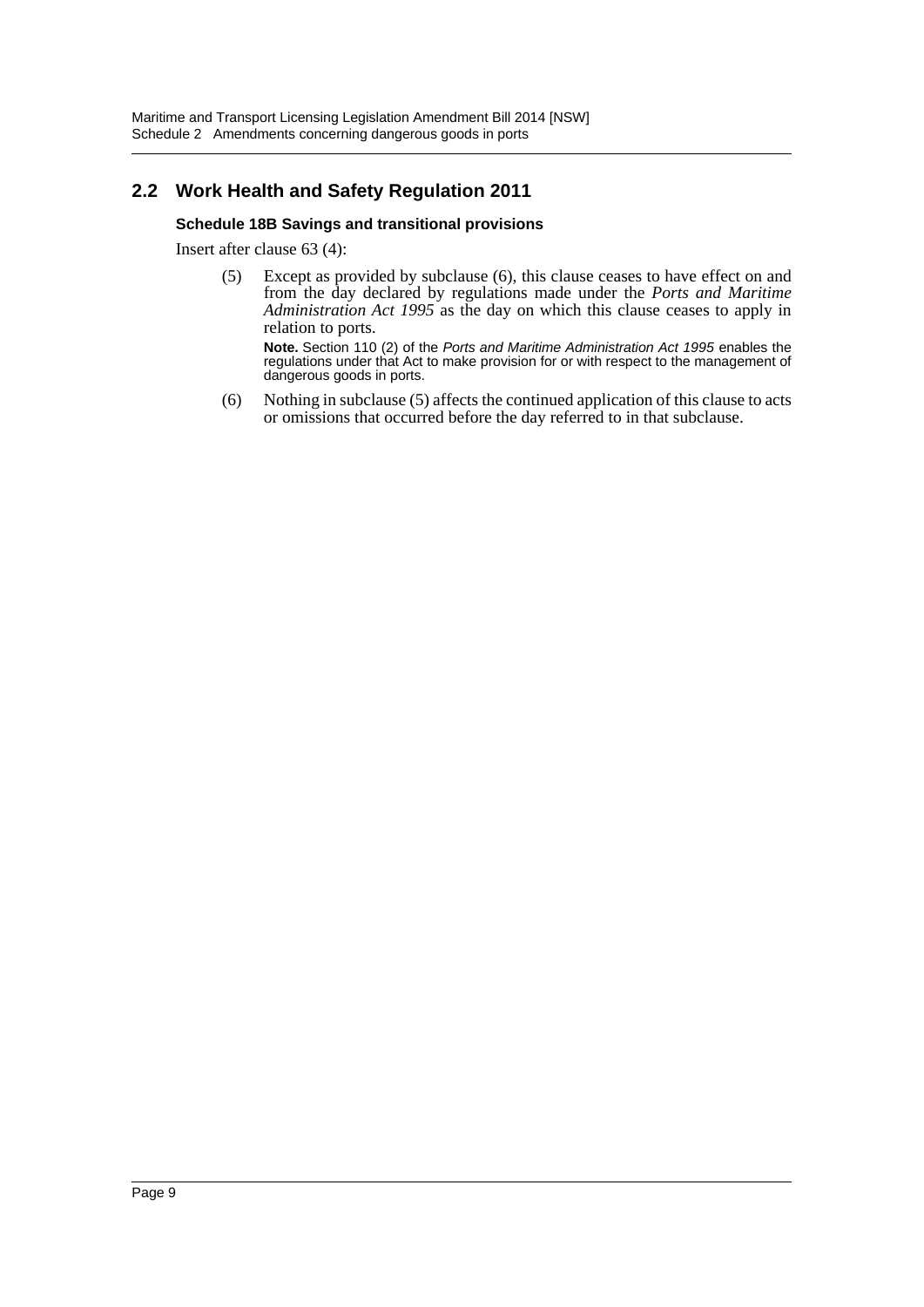## 2.2 Work Health and Safety Regulation 2011

**Schedule 18B Savings and transitional provisions**

Insert after clause 63 (4):

(5) Except as provided by subclause (6), this clause ceases to have effect on and from the day declared by regulations made under the *Ports and Maritime Administration Act 1995* as the day on which this clause ceases to apply in relation to ports.

**Note.** Section 110 (2) of the *Ports and Maritime Administration Act 1995* enables the regulations under that Act to make provision for or with respect to the management of dangerous goods in ports.

(6) Nothing in subclause (5) affects the continued application of this clause to acts or omissions that occurred before the day referred to in that subclause.